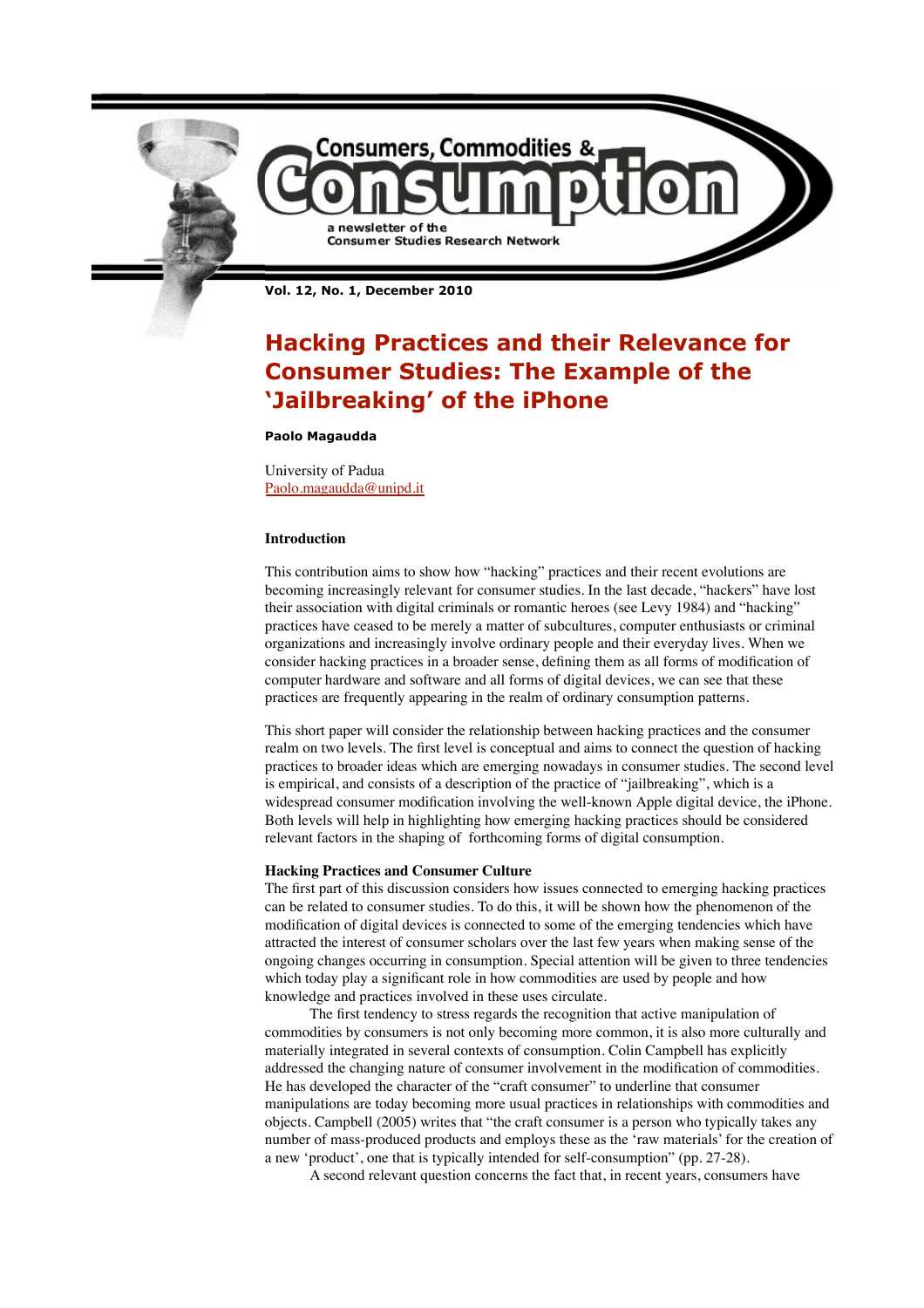Consumers, Commodities & Consumption

a newsletter of the Consumer Studies Research Network

Vol. 12, No. 1, December 2010

# Hacking Practices and their Relevance for Consumer Studies: The Example of the 'Jailbreaking' of the iPhone

**Paolo Magaudda**

University of Padua
Paolo.magaudda@unipd.it

### Introduction

This contribution aims to show how "hacking" practices and their recent evolutions are becoming increasingly relevant for consumer studies. In the last decade, "hackers" have lost their association with digital criminals or romantic heroes (see Levy 1984) and "hacking" practices have ceased to be merely a matter of subcultures, computer enthusiasts or criminal organizations and increasingly involve ordinary people and their everyday lives. When we consider hacking practices in a broader sense, defining them as all forms of modification of computer hardware and software and all forms of digital devices, we can see that these practices are frequently appearing in the realm of ordinary consumption patterns.

This short paper will consider the relationship between hacking practices and the consumer realm on two levels. The first level is conceptual and aims to connect the question of hacking practices to broader ideas which are emerging nowadays in consumer studies. The second level is empirical, and consists of a description of the practice of "jailbreaking", which is a widespread consumer modification involving the well-known Apple digital device, the iPhone. Both levels will help in highlighting how emerging hacking practices should be considered relevant factors in the shaping of forthcoming forms of digital consumption.

### Hacking Practices and Consumer Culture

The first part of this discussion considers how issues connected to emerging hacking practices can be related to consumer studies. To do this, it will be shown how the phenomenon of the modification of digital devices is connected to some of the emerging tendencies which have attracted the interest of consumer scholars over the last few years when making sense of the ongoing changes occurring in consumption. Special attention will be given to three tendencies which today play a significant role in how commodities are used by people and how knowledge and practices involved in these uses circulate.

The first tendency to stress regards the recognition that active manipulation of commodities by consumers is not only becoming more common, it is also more culturally and materially integrated in several contexts of consumption. Colin Campbell has explicitly addressed the changing nature of consumer involvement in the modification of commodities. He has developed the character of the "craft consumer" to underline that consumer manipulations are today becoming more usual practices in relationships with commodities and objects. Campbell (2005) writes that "the craft consumer is a person who typically takes any number of mass-produced products and employs these as the 'raw materials' for the creation of a new 'product', one that is typically intended for self-consumption" (pp. 27-28).

A second relevant question concerns the fact that, in recent years, consumers have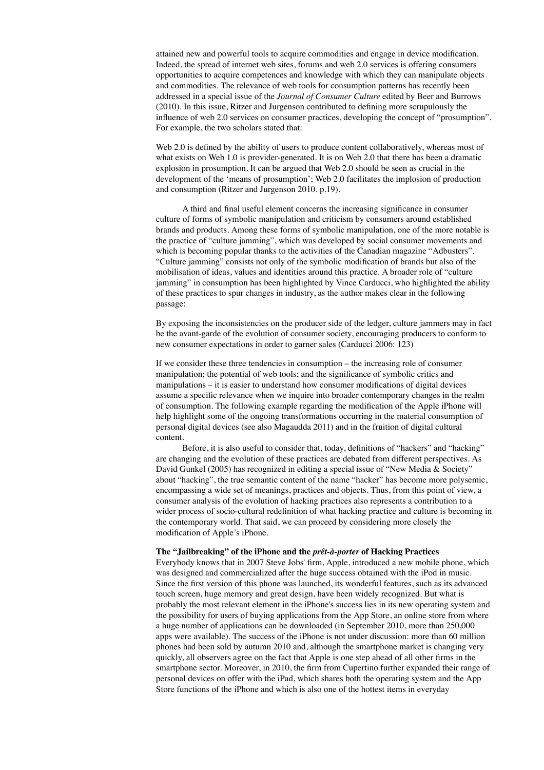attained new and powerful tools to acquire commodities and engage in device modification. Indeed, the spread of internet web sites, forums and web 2.0 services is offering consumers opportunities to acquire competences and knowledge with which they can manipulate objects and commodities. The relevance of web tools for consumption patterns has recently been addressed in a special issue of the *Journal of Consumer Culture* edited by Beer and Burrows (2010). In this issue, Ritzer and Jurgenson contributed to defining more scrupulously the influence of web 2.0 services on consumer practices, developing the concept of "prosumption". For example, the two scholars stated that:

Web 2.0 is defined by the ability of users to produce content collaboratively, whereas most of what exists on Web 1.0 is provider-generated. It is on Web 2.0 that there has been a dramatic explosion in prosumption. It can be argued that Web 2.0 should be seen as crucial in the development of the 'means of prosumption'; Web 2.0 facilitates the implosion of production and consumption (Ritzer and Jurgenson 2010. p.19).

A third and final useful element concerns the increasing significance in consumer culture of forms of symbolic manipulation and criticism by consumers around established brands and products. Among these forms of symbolic manipulation, one of the more notable is the practice of "culture jamming", which was developed by social consumer movements and which is becoming popular thanks to the activities of the Canadian magazine "Adbusters". "Culture jamming" consists not only of the symbolic modification of brands but also of the mobilisation of ideas, values and identities around this practice. A broader role of "culture jamming" in consumption has been highlighted by Vince Carducci, who highlighted the ability of these practices to spur changes in industry, as the author makes clear in the following passage:

By exposing the inconsistencies on the producer side of the ledger, culture jammers may in fact be the avant-garde of the evolution of consumer society, encouraging producers to conform to new consumer expectations in order to garner sales (Carducci 2006: 123)

If we consider these three tendencies in consumption – the increasing role of consumer manipulation; the potential of web tools; and the significance of symbolic critics and manipulations – it is easier to understand how consumer modifications of digital devices assume a specific relevance when we inquire into broader contemporary changes in the realm of consumption. The following example regarding the modification of the Apple iPhone will help highlight some of the ongoing transformations occurring in the material consumption of personal digital devices (see also Magaudda 2011) and in the fruition of digital cultural content.

Before, it is also useful to consider that, today, definitions of "hackers" and "hacking" are changing and the evolution of these practices are debated from different perspectives. As David Gunkel (2005) has recognized in editing a special issue of "New Media & Society" about "hacking", the true semantic content of the name "hacker" has become more polysemic, encompassing a wide set of meanings, practices and objects. Thus, from this point of view, a consumer analysis of the evolution of hacking practices also represents a contribution to a wider process of socio-cultural redefinition of what hacking practice and culture is becoming in the contemporary world. That said, we can proceed by considering more closely the modification of Apple's iPhone.

### The "Jailbreaking" of the iPhone and the *prêt-à-porter* of Hacking Practices

Everybody knows that in 2007 Steve Jobs' firm, Apple, introduced a new mobile phone, which was designed and commercialized after the huge success obtained with the iPod in music. Since the first version of this phone was launched, its wonderful features, such as its advanced touch screen, huge memory and great design, have been widely recognized. But what is probably the most relevant element in the iPhone's success lies in its new operating system and the possibility for users of buying applications from the App Store, an online store from where a huge number of applications can be downloaded (in September 2010, more than 250,000 apps were available). The success of the iPhone is not under discussion: more than 60 million phones had been sold by autumn 2010 and, although the smartphone market is changing very quickly, all observers agree on the fact that Apple is one step ahead of all other firms in the smartphone sector. Moreover, in 2010, the firm from Cupertino further expanded their range of personal devices on offer with the iPad, which shares both the operating system and the App Store functions of the iPhone and which is also one of the hottest items in everyday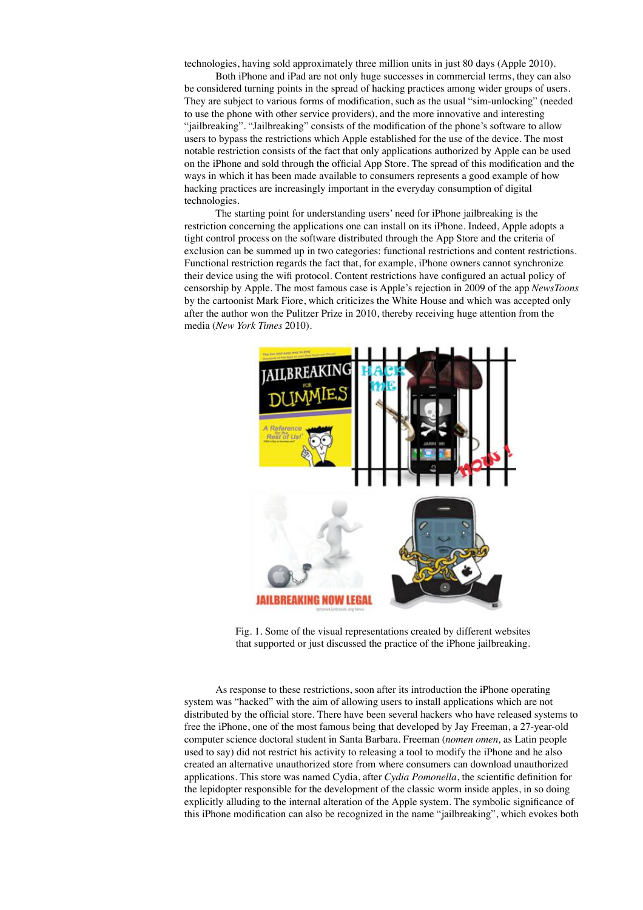technologies, having sold approximately three million units in just 80 days (Apple 2010).

Both iPhone and iPad are not only huge successes in commercial terms, they can also be considered turning points in the spread of hacking practices among wider groups of users. They are subject to various forms of modification, such as the usual "sim-unlocking" (needed to use the phone with other service providers), and the more innovative and interesting "jailbreaking". "Jailbreaking" consists of the modification of the phone's software to allow users to bypass the restrictions which Apple established for the use of the device. The most notable restriction consists of the fact that only applications authorized by Apple can be used on the iPhone and sold through the official App Store. The spread of this modification and the ways in which it has been made available to consumers represents a good example of how hacking practices are increasingly important in the everyday consumption of digital technologies.

The starting point for understanding users' need for iPhone jailbreaking is the restriction concerning the applications one can install on its iPhone. Indeed, Apple adopts a tight control process on the software distributed through the App Store and the criteria of exclusion can be summed up in two categories: functional restrictions and content restrictions. Functional restriction regards the fact that, for example, iPhone owners cannot synchronize their device using the wifi protocol. Content restrictions have configured an actual policy of censorship by Apple. The most famous case is Apple's rejection in 2009 of the app *NewsToons* by the cartoonist Mark Fiore, which criticizes the White House and which was accepted only after the author won the Pulitzer Prize in 2010, thereby receiving huge attention from the media (*New York Times* 2010).

Fig. 1. Some of the visual representations created by different websites that supported or just discussed the practice of the iPhone jailbreaking.

As response to these restrictions, soon after its introduction the iPhone operating system was "hacked" with the aim of allowing users to install applications which are not distributed by the official store. There have been several hackers who have released systems to free the iPhone, one of the most famous being that developed by Jay Freeman, a 27-year-old computer science doctoral student in Santa Barbara. Freeman (*nomen omen,* as Latin people used to say) did not restrict his activity to releasing a tool to modify the iPhone and he also created an alternative unauthorized store from where consumers can download unauthorized applications. This store was named Cydia, after *Cydia Pomonella*, the scientific definition for the lepidopter responsible for the development of the classic worm inside apples, in so doing explicitly alluding to the internal alteration of the Apple system. The symbolic significance of this iPhone modification can also be recognized in the name "jailbreaking", which evokes both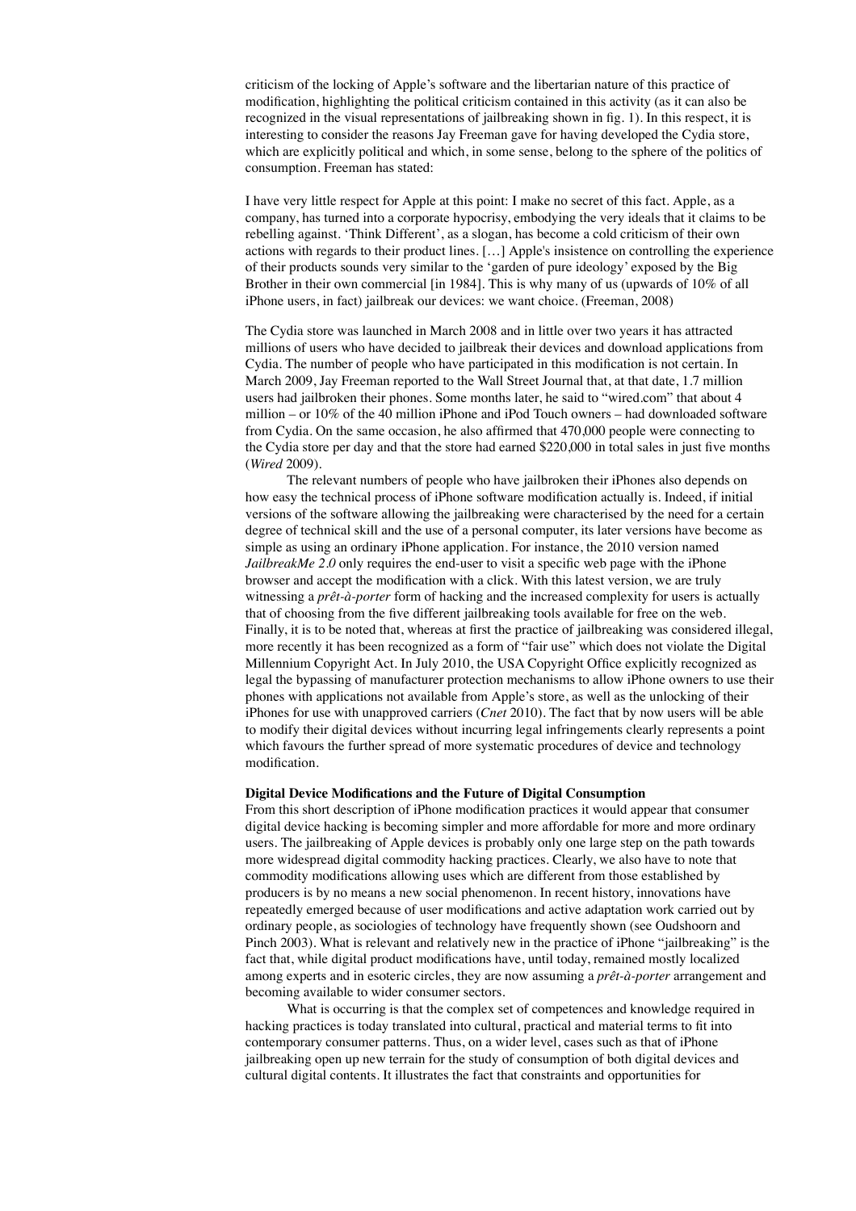criticism of the locking of Apple's software and the libertarian nature of this practice of modification, highlighting the political criticism contained in this activity (as it can also be recognized in the visual representations of jailbreaking shown in fig. 1). In this respect, it is interesting to consider the reasons Jay Freeman gave for having developed the Cydia store, which are explicitly political and which, in some sense, belong to the sphere of the politics of consumption. Freeman has stated:

I have very little respect for Apple at this point: I make no secret of this fact. Apple, as a company, has turned into a corporate hypocrisy, embodying the very ideals that it claims to be rebelling against. 'Think Different', as a slogan, has become a cold criticism of their own actions with regards to their product lines. […] Apple's insistence on controlling the experience of their products sounds very similar to the 'garden of pure ideology' exposed by the Big Brother in their own commercial [in 1984]. This is why many of us (upwards of 10% of all iPhone users, in fact) jailbreak our devices: we want choice. (Freeman, 2008)

The Cydia store was launched in March 2008 and in little over two years it has attracted millions of users who have decided to jailbreak their devices and download applications from Cydia. The number of people who have participated in this modification is not certain. In March 2009, Jay Freeman reported to the Wall Street Journal that, at that date, 1.7 million users had jailbroken their phones. Some months later, he said to "wired.com" that about 4 million – or 10% of the 40 million iPhone and iPod Touch owners – had downloaded software from Cydia. On the same occasion, he also affirmed that 470,000 people were connecting to the Cydia store per day and that the store had earned \$220,000 in total sales in just five months (*Wired* 2009).

The relevant numbers of people who have jailbroken their iPhones also depends on how easy the technical process of iPhone software modification actually is. Indeed, if initial versions of the software allowing the jailbreaking were characterised by the need for a certain degree of technical skill and the use of a personal computer, its later versions have become as simple as using an ordinary iPhone application. For instance, the 2010 version named *JailbreakMe 2.0* only requires the end-user to visit a specific web page with the iPhone browser and accept the modification with a click. With this latest version, we are truly witnessing a *prêt-à-porter* form of hacking and the increased complexity for users is actually that of choosing from the five different jailbreaking tools available for free on the web. Finally, it is to be noted that, whereas at first the practice of jailbreaking was considered illegal, more recently it has been recognized as a form of "fair use" which does not violate the Digital Millennium Copyright Act. In July 2010, the USA Copyright Office explicitly recognized as legal the bypassing of manufacturer protection mechanisms to allow iPhone owners to use their phones with applications not available from Apple's store, as well as the unlocking of their iPhones for use with unapproved carriers (*Cnet* 2010). The fact that by now users will be able to modify their digital devices without incurring legal infringements clearly represents a point which favours the further spread of more systematic procedures of device and technology modification.

**Digital Device Modifications and the Future of Digital Consumption**

From this short description of iPhone modification practices it would appear that consumer digital device hacking is becoming simpler and more affordable for more and more ordinary users. The jailbreaking of Apple devices is probably only one large step on the path towards more widespread digital commodity hacking practices. Clearly, we also have to note that commodity modifications allowing uses which are different from those established by producers is by no means a new social phenomenon. In recent history, innovations have repeatedly emerged because of user modifications and active adaptation work carried out by ordinary people, as sociologies of technology have frequently shown (see Oudshoorn and Pinch 2003). What is relevant and relatively new in the practice of iPhone "jailbreaking" is the fact that, while digital product modifications have, until today, remained mostly localized among experts and in esoteric circles, they are now assuming a *prêt-à-porter* arrangement and becoming available to wider consumer sectors.

What is occurring is that the complex set of competences and knowledge required in hacking practices is today translated into cultural, practical and material terms to fit into contemporary consumer patterns. Thus, on a wider level, cases such as that of iPhone jailbreaking open up new terrain for the study of consumption of both digital devices and cultural digital contents. It illustrates the fact that constraints and opportunities for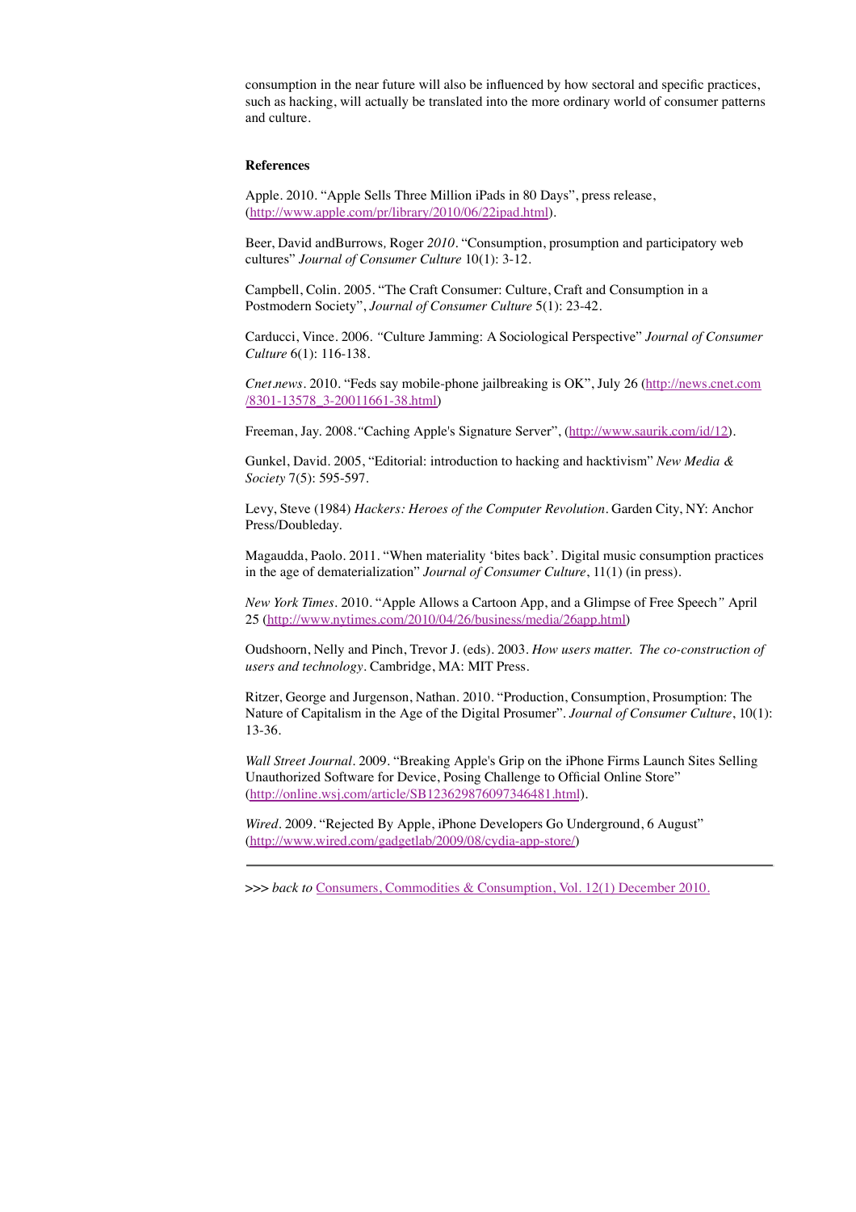consumption in the near future will also be influenced by how sectoral and specific practices, such as hacking, will actually be translated into the more ordinary world of consumer patterns and culture.

**References**

Apple. 2010. "Apple Sells Three Million iPads in 80 Days", press release, (http://www.apple.com/pr/library/2010/06/22ipad.html).

Beer, David andBurrows, Roger *2010*. "Consumption, prosumption and participatory web cultures" *Journal of Consumer Culture* 10(1): 3-12.

Campbell, Colin. 2005. "The Craft Consumer: Culture, Craft and Consumption in a Postmodern Society", *Journal of Consumer Culture* 5(1): 23-42.

Carducci, Vince. 2006. "Culture Jamming: A Sociological Perspective" *Journal of Consumer Culture* 6(1): 116-138.

*Cnet.news*. 2010. "Feds say mobile-phone jailbreaking is OK", July 26 (http://news.cnet.com/8301-13578_3-20011661-38.html)

Freeman, Jay. 2008."Caching Apple's Signature Server", (http://www.saurik.com/id/12).

Gunkel, David. 2005, "Editorial: introduction to hacking and hacktivism" *New Media & Society* 7(5): 595-597.

Levy, Steve (1984) *Hackers: Heroes of the Computer Revolution*. Garden City, NY: Anchor Press/Doubleday.

Magaudda, Paolo. 2011. "When materiality 'bites back'. Digital music consumption practices in the age of dematerialization" *Journal of Consumer Culture*, 11(1) (in press).

*New York Times*. 2010. "Apple Allows a Cartoon App, and a Glimpse of Free Speech" April 25 (http://www.nytimes.com/2010/04/26/business/media/26app.html)

Oudshoorn, Nelly and Pinch, Trevor J. (eds). 2003. *How users matter. The co-construction of users and technology*. Cambridge, MA: MIT Press.

Ritzer, George and Jurgenson, Nathan. 2010. "Production, Consumption, Prosumption: The Nature of Capitalism in the Age of the Digital Prosumer". *Journal of Consumer Culture*, 10(1): 13-36.

*Wall Street Journal*. 2009. "Breaking Apple's Grip on the iPhone Firms Launch Sites Selling Unauthorized Software for Device, Posing Challenge to Official Online Store" (http://online.wsj.com/article/SB123629876097346481.html).

*Wired*. 2009. "Rejected By Apple, iPhone Developers Go Underground, 6 August" (http://www.wired.com/gadgetlab/2009/08/cydia-app-store/)

---

>>> *back to* Consumers, Commodities & Consumption, Vol. 12(1) December 2010.